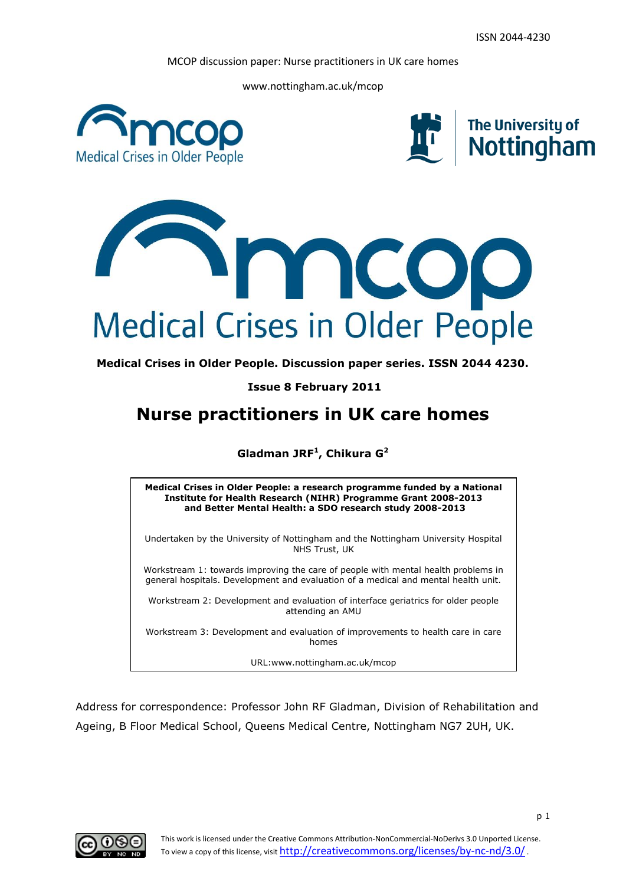ISSN 2044-4230

MCOP discussion paper: Nurse practitioners in UK care homes

www.nottingham.ac.uk/mcop

Medical Crises in Older People

**Medical Crises in Older People. Discussion paper series. ISSN 2044 4230.**

**Issue 8 February 2011**

# Nurse practitioners in UK care homes

**Gladman JRF[1], Chikura G[2]**

**Medical Crises in Older People: a research programme funded by a National Institute for Health Research (NIHR) Programme Grant 2008-2013 and Better Mental Health: a SDO research study 2008-2013**

Undertaken by the University of Nottingham and the Nottingham University Hospital NHS Trust, UK

Workstream 1: towards improving the care of people with mental health problems in general hospitals. Development and evaluation of a medical and mental health unit.

Workstream 2: Development and evaluation of interface geriatrics for older people attending an AMU

Workstream 3: Development and evaluation of improvements to health care in care homes

URL:www.nottingham.ac.uk/mcop

Address for correspondence: Professor John RF Gladman, Division of Rehabilitation and Ageing, B Floor Medical School, Queens Medical Centre, Nottingham NG7 2UH, UK.

This work is licensed under the Creative Commons Attribution-NonCommercial-NoDerivs 3.0 Unported License. To view a copy of this license, visit http://creativecommons.org/licenses/by-nc-nd/3.0/.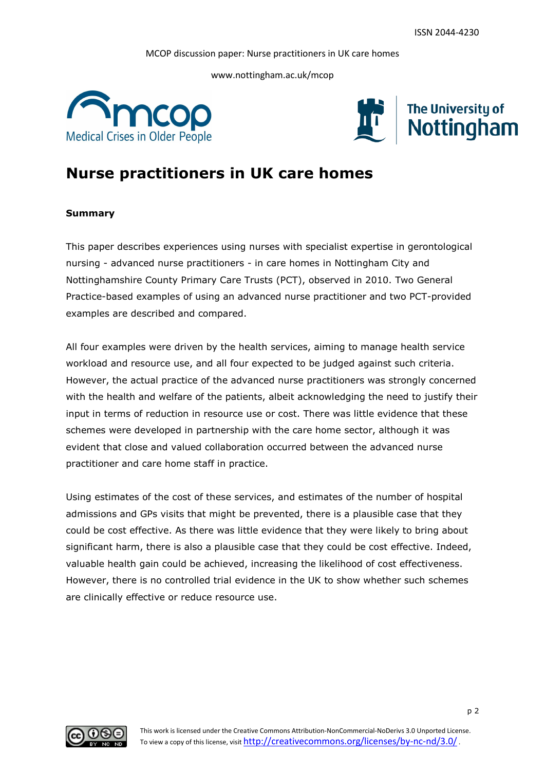# Nurse practitioners in UK care homes

**Summary**

This paper describes experiences using nurses with specialist expertise in gerontological nursing - advanced nurse practitioners - in care homes in Nottingham City and Nottinghamshire County Primary Care Trusts (PCT), observed in 2010. Two General Practice-based examples of using an advanced nurse practitioner and two PCT-provided examples are described and compared.

All four examples were driven by the health services, aiming to manage health service workload and resource use, and all four expected to be judged against such criteria. However, the actual practice of the advanced nurse practitioners was strongly concerned with the health and welfare of the patients, albeit acknowledging the need to justify their input in terms of reduction in resource use or cost. There was little evidence that these schemes were developed in partnership with the care home sector, although it was evident that close and valued collaboration occurred between the advanced nurse practitioner and care home staff in practice.

Using estimates of the cost of these services, and estimates of the number of hospital admissions and GPs visits that might be prevented, there is a plausible case that they could be cost effective. As there was little evidence that they were likely to bring about significant harm, there is also a plausible case that they could be cost effective. Indeed, valuable health gain could be achieved, increasing the likelihood of cost effectiveness. However, there is no controlled trial evidence in the UK to show whether such schemes are clinically effective or reduce resource use.

This work is licensed under the Creative Commons Attribution-NonCommercial-NoDerivs 3.0 Unported License. To view a copy of this license, visit http://creativecommons.org/licenses/by-nc-nd/3.0/.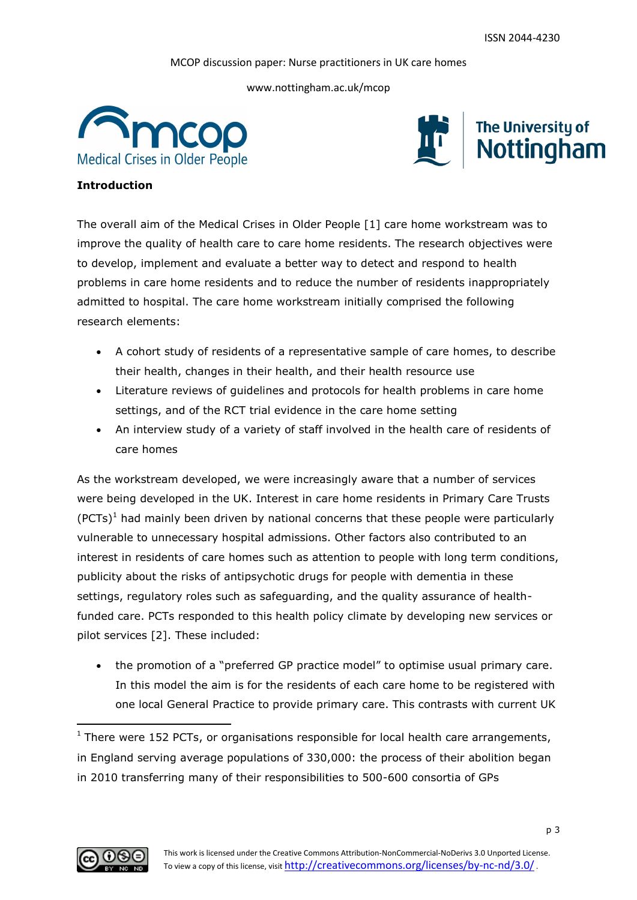## Introduction

The overall aim of the Medical Crises in Older People [1] care home workstream was to improve the quality of health care to care home residents. The research objectives were to develop, implement and evaluate a better way to detect and respond to health problems in care home residents and to reduce the number of residents inappropriately admitted to hospital. The care home workstream initially comprised the following research elements:

- A cohort study of residents of a representative sample of care homes, to describe their health, changes in their health, and their health resource use
- Literature reviews of guidelines and protocols for health problems in care home settings, and of the RCT trial evidence in the care home setting
- An interview study of a variety of staff involved in the health care of residents of care homes

As the workstream developed, we were increasingly aware that a number of services were being developed in the UK. Interest in care home residents in Primary Care Trusts (PCTs)[1] had mainly been driven by national concerns that these people were particularly vulnerable to unnecessary hospital admissions. Other factors also contributed to an interest in residents of care homes such as attention to people with long term conditions, publicity about the risks of antipsychotic drugs for people with dementia in these settings, regulatory roles such as safeguarding, and the quality assurance of health-funded care. PCTs responded to this health policy climate by developing new services or pilot services [2]. These included:

- the promotion of a "preferred GP practice model" to optimise usual primary care. In this model the aim is for the residents of each care home to be registered with one local General Practice to provide primary care. This contrasts with current UK

[1] There were 152 PCTs, or organisations responsible for local health care arrangements, in England serving average populations of 330,000: the process of their abolition began in 2010 transferring many of their responsibilities to 500-600 consortia of GPs

This work is licensed under the Creative Commons Attribution-NonCommercial-NoDerivs 3.0 Unported License. To view a copy of this license, visit http://creativecommons.org/licenses/by-nc-nd/3.0/.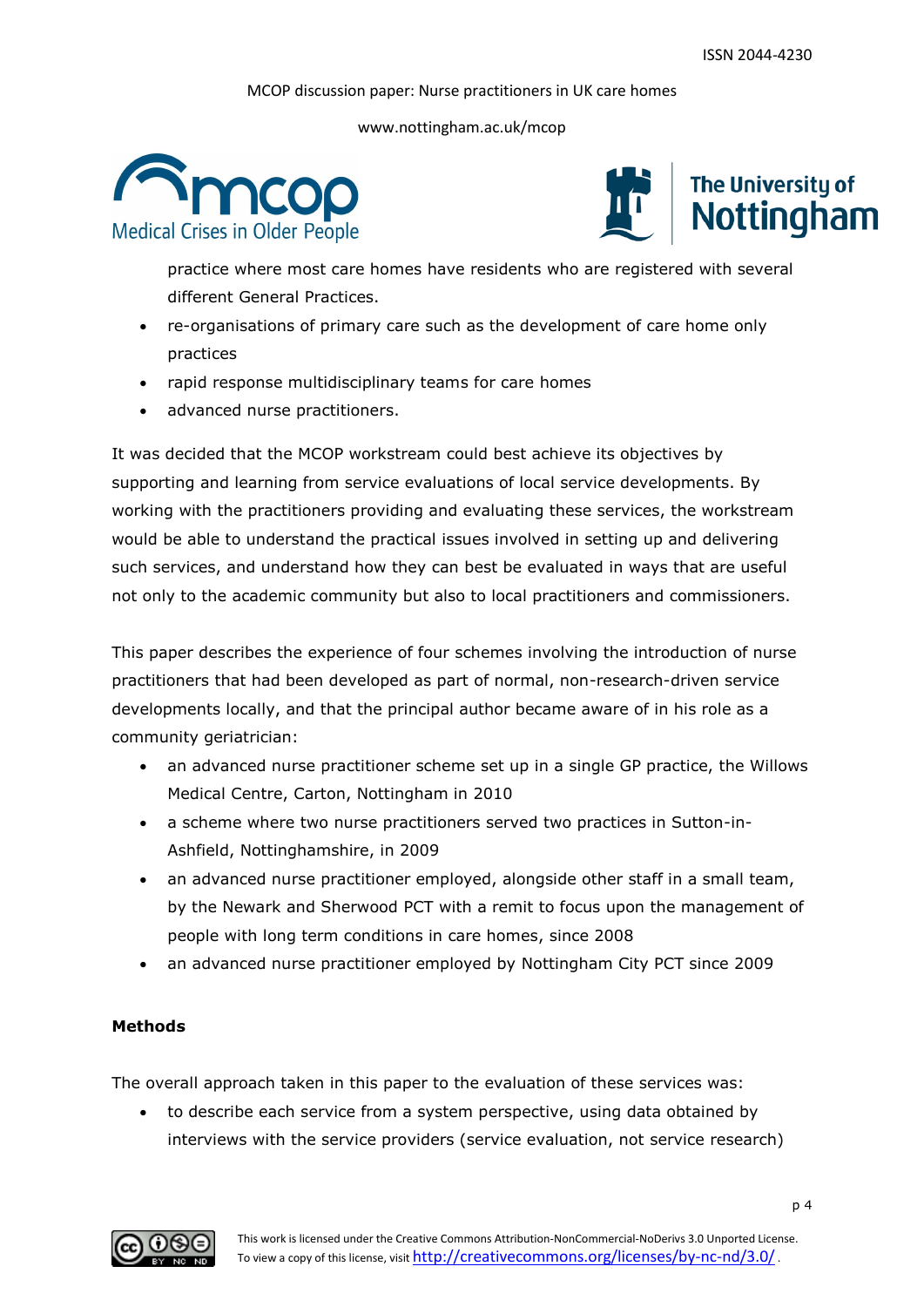practice where most care homes have residents who are registered with several different General Practices.

- re-organisations of primary care such as the development of care home only practices
- rapid response multidisciplinary teams for care homes
- advanced nurse practitioners.

It was decided that the MCOP workstream could best achieve its objectives by supporting and learning from service evaluations of local service developments. By working with the practitioners providing and evaluating these services, the workstream would be able to understand the practical issues involved in setting up and delivering such services, and understand how they can best be evaluated in ways that are useful not only to the academic community but also to local practitioners and commissioners.

This paper describes the experience of four schemes involving the introduction of nurse practitioners that had been developed as part of normal, non-research-driven service developments locally, and that the principal author became aware of in his role as a community geriatrician:

- an advanced nurse practitioner scheme set up in a single GP practice, the Willows Medical Centre, Carton, Nottingham in 2010
- a scheme where two nurse practitioners served two practices in Sutton-in-Ashfield, Nottinghamshire, in 2009
- an advanced nurse practitioner employed, alongside other staff in a small team, by the Newark and Sherwood PCT with a remit to focus upon the management of people with long term conditions in care homes, since 2008
- an advanced nurse practitioner employed by Nottingham City PCT since 2009

**Methods**

The overall approach taken in this paper to the evaluation of these services was:

- to describe each service from a system perspective, using data obtained by interviews with the service providers (service evaluation, not service research)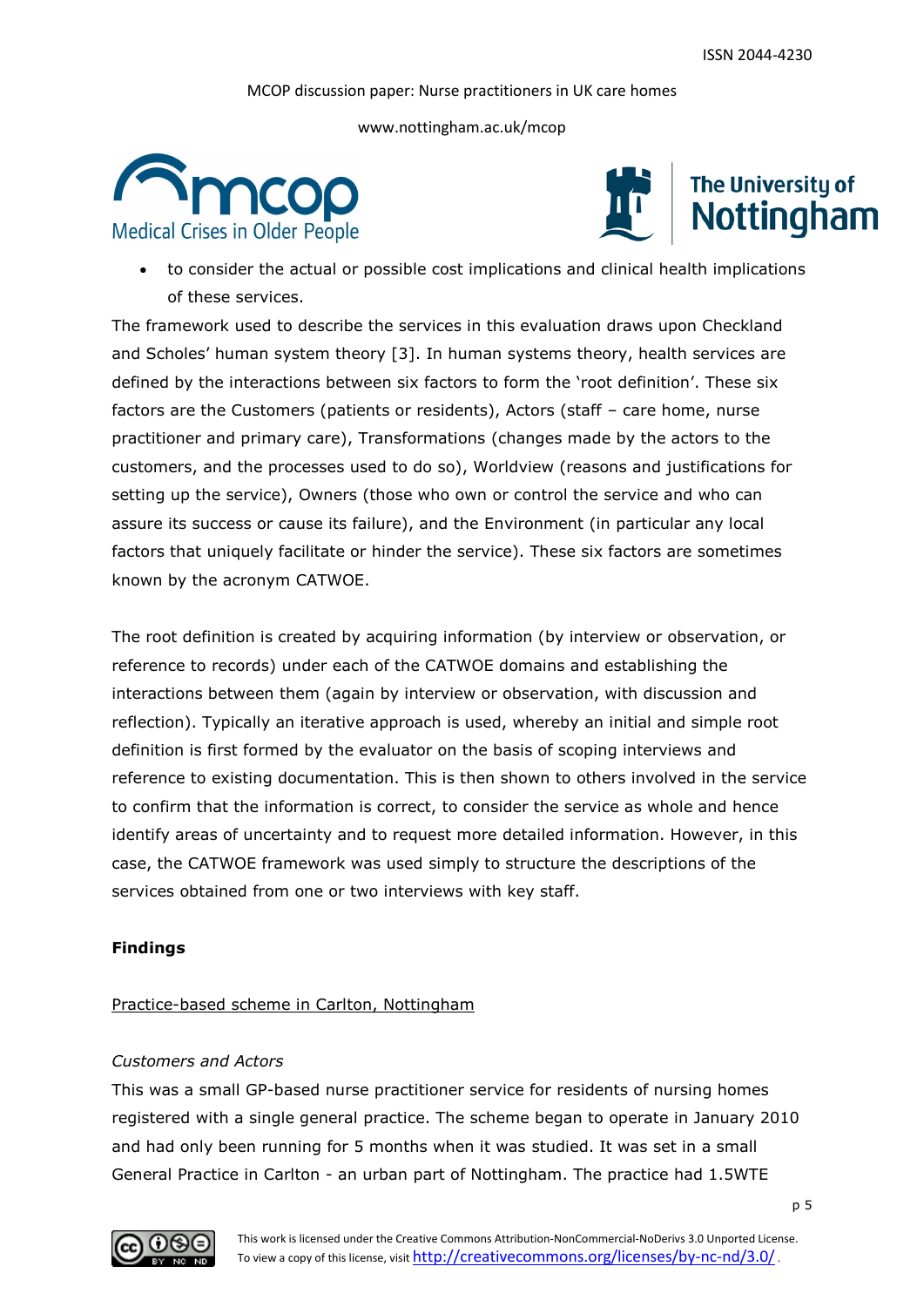- to consider the actual or possible cost implications and clinical health implications of these services.

The framework used to describe the services in this evaluation draws upon Checkland and Scholes' human system theory [3]. In human systems theory, health services are defined by the interactions between six factors to form the 'root definition'. These six factors are the Customers (patients or residents), Actors (staff – care home, nurse practitioner and primary care), Transformations (changes made by the actors to the customers, and the processes used to do so), Worldview (reasons and justifications for setting up the service), Owners (those who own or control the service and who can assure its success or cause its failure), and the Environment (in particular any local factors that uniquely facilitate or hinder the service). These six factors are sometimes known by the acronym CATWOE.

The root definition is created by acquiring information (by interview or observation, or reference to records) under each of the CATWOE domains and establishing the interactions between them (again by interview or observation, with discussion and reflection). Typically an iterative approach is used, whereby an initial and simple root definition is first formed by the evaluator on the basis of scoping interviews and reference to existing documentation. This is then shown to others involved in the service to confirm that the information is correct, to consider the service as whole and hence identify areas of uncertainty and to request more detailed information. However, in this case, the CATWOE framework was used simply to structure the descriptions of the services obtained from one or two interviews with key staff.

**Findings**

Practice-based scheme in Carlton, Nottingham

*Customers and Actors*

This was a small GP-based nurse practitioner service for residents of nursing homes registered with a single general practice. The scheme began to operate in January 2010 and had only been running for 5 months when it was studied. It was set in a small General Practice in Carlton - an urban part of Nottingham. The practice had 1.5WTE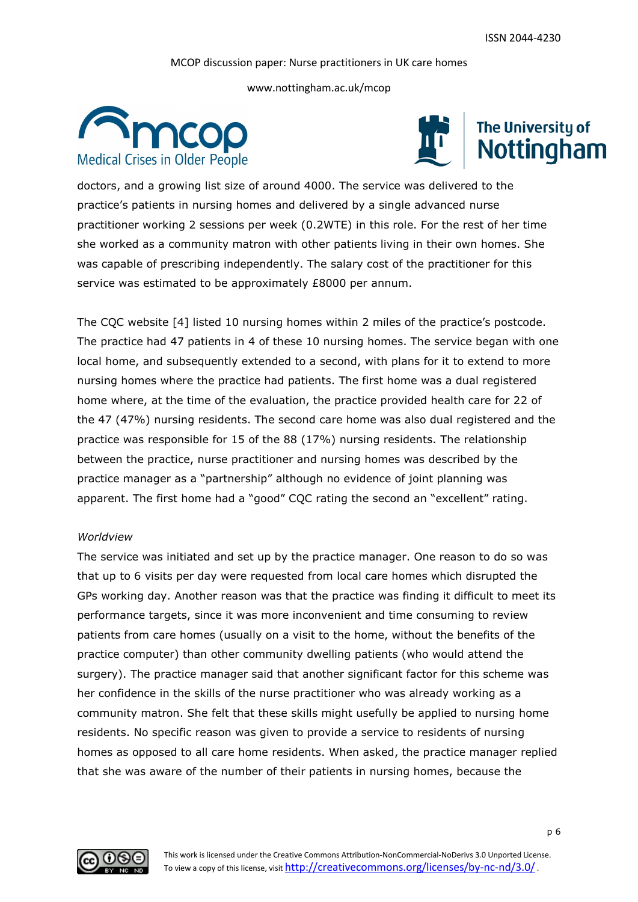doctors, and a growing list size of around 4000. The service was delivered to the practice's patients in nursing homes and delivered by a single advanced nurse practitioner working 2 sessions per week (0.2WTE) in this role. For the rest of her time she worked as a community matron with other patients living in their own homes. She was capable of prescribing independently. The salary cost of the practitioner for this service was estimated to be approximately £8000 per annum.

The CQC website [4] listed 10 nursing homes within 2 miles of the practice's postcode. The practice had 47 patients in 4 of these 10 nursing homes. The service began with one local home, and subsequently extended to a second, with plans for it to extend to more nursing homes where the practice had patients. The first home was a dual registered home where, at the time of the evaluation, the practice provided health care for 22 of the 47 (47%) nursing residents. The second care home was also dual registered and the practice was responsible for 15 of the 88 (17%) nursing residents. The relationship between the practice, nurse practitioner and nursing homes was described by the practice manager as a "partnership" although no evidence of joint planning was apparent. The first home had a "good" CQC rating the second an "excellent" rating.

*Worldview*

The service was initiated and set up by the practice manager. One reason to do so was that up to 6 visits per day were requested from local care homes which disrupted the GPs working day. Another reason was that the practice was finding it difficult to meet its performance targets, since it was more inconvenient and time consuming to review patients from care homes (usually on a visit to the home, without the benefits of the practice computer) than other community dwelling patients (who would attend the surgery). The practice manager said that another significant factor for this scheme was her confidence in the skills of the nurse practitioner who was already working as a community matron. She felt that these skills might usefully be applied to nursing home residents. No specific reason was given to provide a service to residents of nursing homes as opposed to all care home residents. When asked, the practice manager replied that she was aware of the number of their patients in nursing homes, because the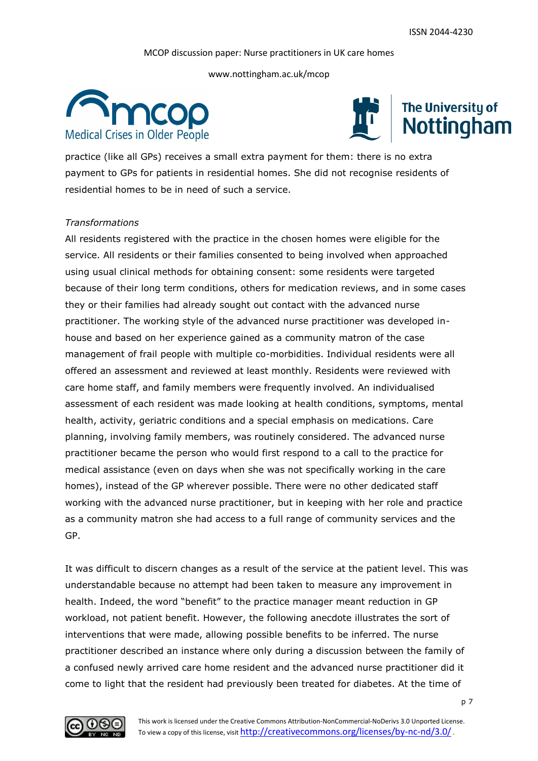practice (like all GPs) receives a small extra payment for them: there is no extra payment to GPs for patients in residential homes. She did not recognise residents of residential homes to be in need of such a service.

*Transformations*

All residents registered with the practice in the chosen homes were eligible for the service. All residents or their families consented to being involved when approached using usual clinical methods for obtaining consent: some residents were targeted because of their long term conditions, others for medication reviews, and in some cases they or their families had already sought out contact with the advanced nurse practitioner. The working style of the advanced nurse practitioner was developed in-house and based on her experience gained as a community matron of the case management of frail people with multiple co-morbidities. Individual residents were all offered an assessment and reviewed at least monthly. Residents were reviewed with care home staff, and family members were frequently involved. An individualised assessment of each resident was made looking at health conditions, symptoms, mental health, activity, geriatric conditions and a special emphasis on medications. Care planning, involving family members, was routinely considered. The advanced nurse practitioner became the person who would first respond to a call to the practice for medical assistance (even on days when she was not specifically working in the care homes), instead of the GP wherever possible. There were no other dedicated staff working with the advanced nurse practitioner, but in keeping with her role and practice as a community matron she had access to a full range of community services and the GP.

It was difficult to discern changes as a result of the service at the patient level. This was understandable because no attempt had been taken to measure any improvement in health. Indeed, the word "benefit" to the practice manager meant reduction in GP workload, not patient benefit. However, the following anecdote illustrates the sort of interventions that were made, allowing possible benefits to be inferred. The nurse practitioner described an instance where only during a discussion between the family of a confused newly arrived care home resident and the advanced nurse practitioner did it come to light that the resident had previously been treated for diabetes. At the time of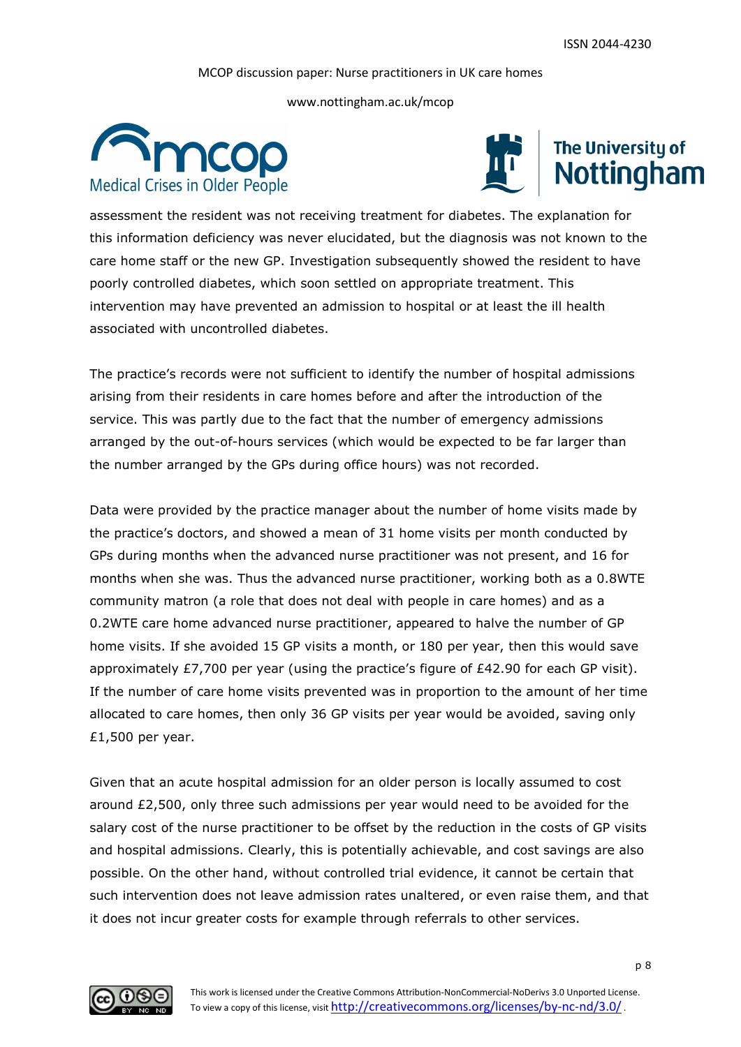assessment the resident was not receiving treatment for diabetes. The explanation for this information deficiency was never elucidated, but the diagnosis was not known to the care home staff or the new GP. Investigation subsequently showed the resident to have poorly controlled diabetes, which soon settled on appropriate treatment. This intervention may have prevented an admission to hospital or at least the ill health associated with uncontrolled diabetes.

The practice's records were not sufficient to identify the number of hospital admissions arising from their residents in care homes before and after the introduction of the service. This was partly due to the fact that the number of emergency admissions arranged by the out-of-hours services (which would be expected to be far larger than the number arranged by the GPs during office hours) was not recorded.

Data were provided by the practice manager about the number of home visits made by the practice's doctors, and showed a mean of 31 home visits per month conducted by GPs during months when the advanced nurse practitioner was not present, and 16 for months when she was. Thus the advanced nurse practitioner, working both as a 0.8WTE community matron (a role that does not deal with people in care homes) and as a 0.2WTE care home advanced nurse practitioner, appeared to halve the number of GP home visits. If she avoided 15 GP visits a month, or 180 per year, then this would save approximately £7,700 per year (using the practice's figure of £42.90 for each GP visit). If the number of care home visits prevented was in proportion to the amount of her time allocated to care homes, then only 36 GP visits per year would be avoided, saving only £1,500 per year.

Given that an acute hospital admission for an older person is locally assumed to cost around £2,500, only three such admissions per year would need to be avoided for the salary cost of the nurse practitioner to be offset by the reduction in the costs of GP visits and hospital admissions. Clearly, this is potentially achievable, and cost savings are also possible. On the other hand, without controlled trial evidence, it cannot be certain that such intervention does not leave admission rates unaltered, or even raise them, and that it does not incur greater costs for example through referrals to other services.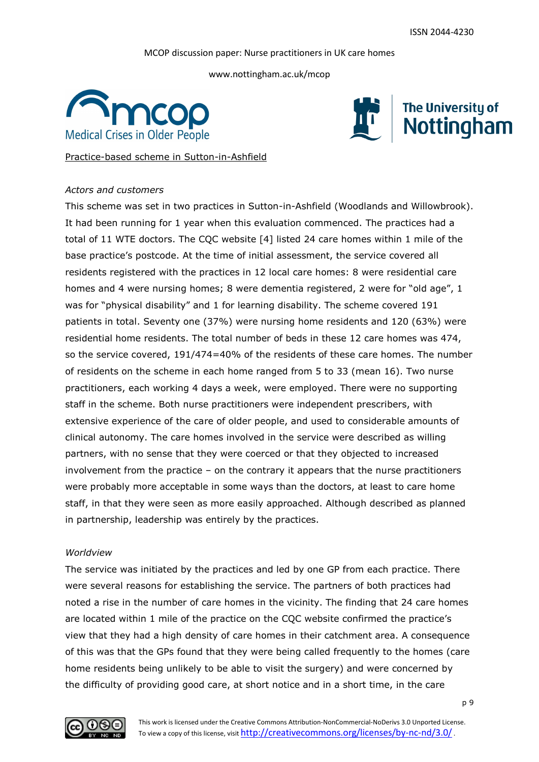Practice-based scheme in Sutton-in-Ashfield

*Actors and customers*

This scheme was set in two practices in Sutton-in-Ashfield (Woodlands and Willowbrook). It had been running for 1 year when this evaluation commenced. The practices had a total of 11 WTE doctors. The CQC website [4] listed 24 care homes within 1 mile of the base practice's postcode. At the time of initial assessment, the service covered all residents registered with the practices in 12 local care homes: 8 were residential care homes and 4 were nursing homes; 8 were dementia registered, 2 were for "old age", 1 was for "physical disability" and 1 for learning disability. The scheme covered 191 patients in total. Seventy one (37%) were nursing home residents and 120 (63%) were residential home residents. The total number of beds in these 12 care homes was 474, so the service covered, 191/474=40% of the residents of these care homes. The number of residents on the scheme in each home ranged from 5 to 33 (mean 16). Two nurse practitioners, each working 4 days a week, were employed. There were no supporting staff in the scheme. Both nurse practitioners were independent prescribers, with extensive experience of the care of older people, and used to considerable amounts of clinical autonomy. The care homes involved in the service were described as willing partners, with no sense that they were coerced or that they objected to increased involvement from the practice – on the contrary it appears that the nurse practitioners were probably more acceptable in some ways than the doctors, at least to care home staff, in that they were seen as more easily approached. Although described as planned in partnership, leadership was entirely by the practices.

*Worldview*

The service was initiated by the practices and led by one GP from each practice. There were several reasons for establishing the service. The partners of both practices had noted a rise in the number of care homes in the vicinity. The finding that 24 care homes are located within 1 mile of the practice on the CQC website confirmed the practice's view that they had a high density of care homes in their catchment area. A consequence of this was that the GPs found that they were being called frequently to the homes (care home residents being unlikely to be able to visit the surgery) and were concerned by the difficulty of providing good care, at short notice and in a short time, in the care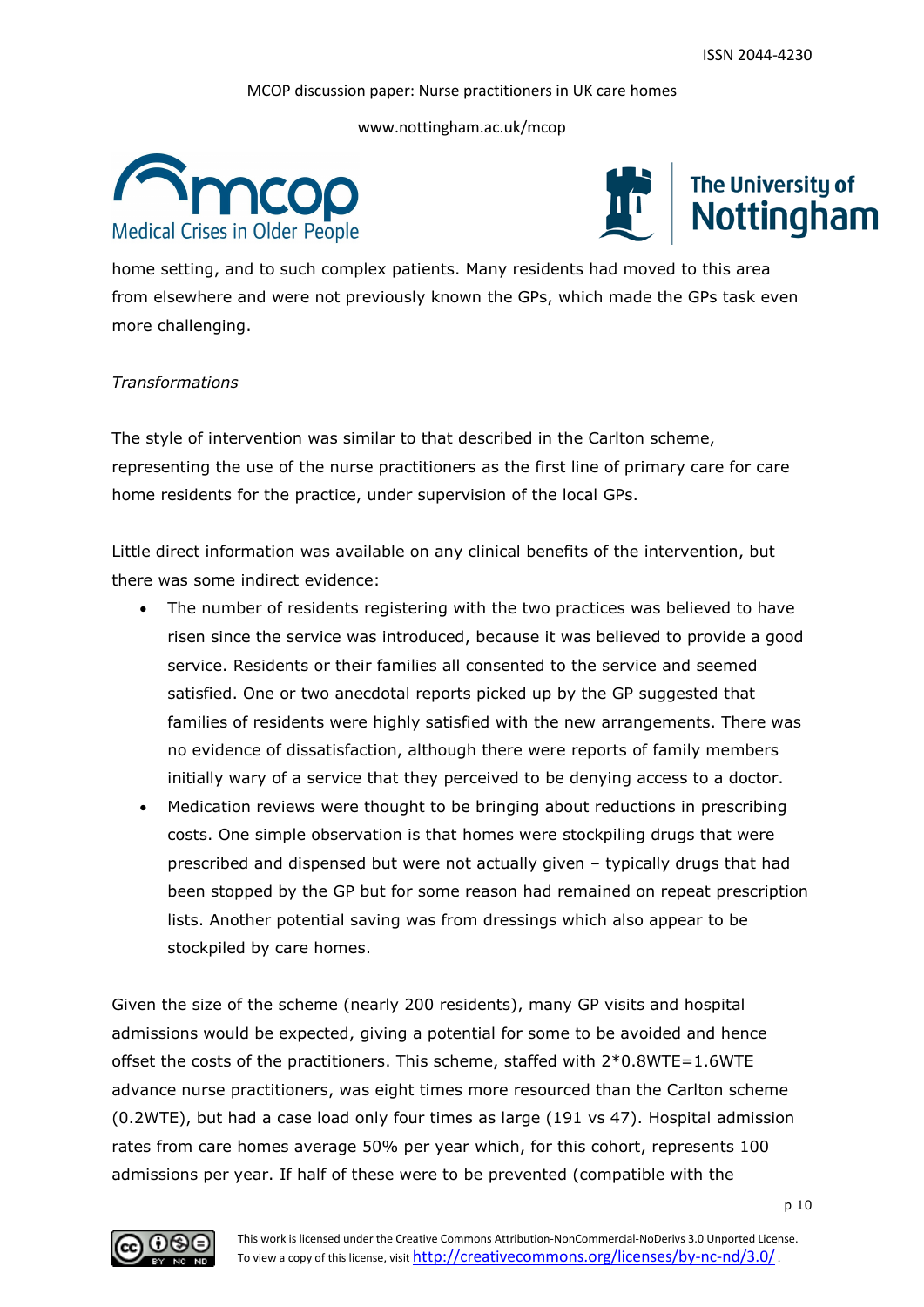home setting, and to such complex patients. Many residents had moved to this area from elsewhere and were not previously known the GPs, which made the GPs task even more challenging.

*Transformations*

The style of intervention was similar to that described in the Carlton scheme, representing the use of the nurse practitioners as the first line of primary care for care home residents for the practice, under supervision of the local GPs.

Little direct information was available on any clinical benefits of the intervention, but there was some indirect evidence:

- The number of residents registering with the two practices was believed to have risen since the service was introduced, because it was believed to provide a good service. Residents or their families all consented to the service and seemed satisfied. One or two anecdotal reports picked up by the GP suggested that families of residents were highly satisfied with the new arrangements. There was no evidence of dissatisfaction, although there were reports of family members initially wary of a service that they perceived to be denying access to a doctor.
- Medication reviews were thought to be bringing about reductions in prescribing costs. One simple observation is that homes were stockpiling drugs that were prescribed and dispensed but were not actually given – typically drugs that had been stopped by the GP but for some reason had remained on repeat prescription lists. Another potential saving was from dressings which also appear to be stockpiled by care homes.

Given the size of the scheme (nearly 200 residents), many GP visits and hospital admissions would be expected, giving a potential for some to be avoided and hence offset the costs of the practitioners. This scheme, staffed with 2*0.8WTE=1.6WTE advance nurse practitioners, was eight times more resourced than the Carlton scheme (0.2WTE), but had a case load only four times as large (191 vs 47). Hospital admission rates from care homes average 50% per year which, for this cohort, represents 100 admissions per year. If half of these were to be prevented (compatible with the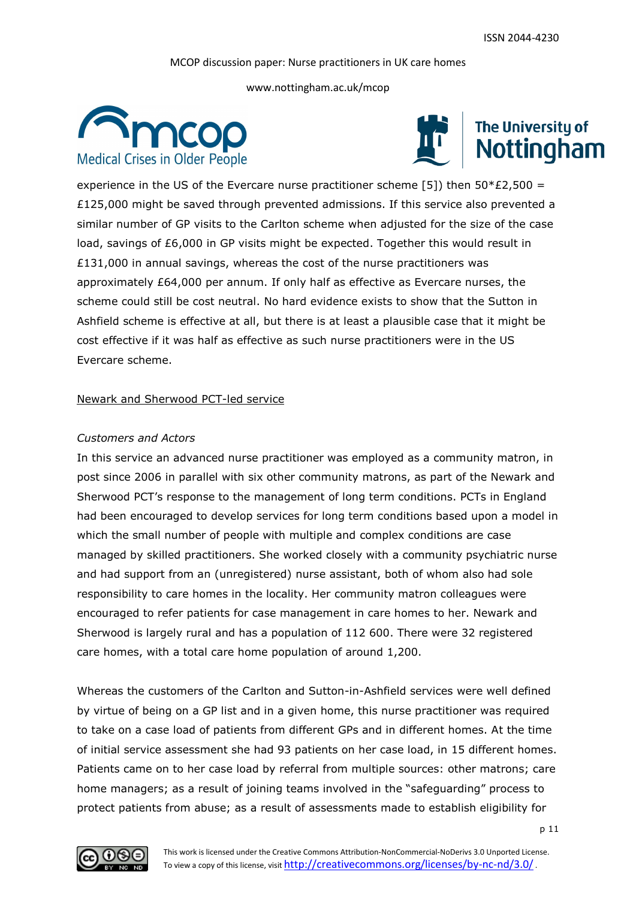experience in the US of the Evercare nurse practitioner scheme [5]) then 50*£2,500 = £125,000 might be saved through prevented admissions. If this service also prevented a similar number of GP visits to the Carlton scheme when adjusted for the size of the case load, savings of £6,000 in GP visits might be expected. Together this would result in £131,000 in annual savings, whereas the cost of the nurse practitioners was approximately £64,000 per annum. If only half as effective as Evercare nurses, the scheme could still be cost neutral. No hard evidence exists to show that the Sutton in Ashfield scheme is effective at all, but there is at least a plausible case that it might be cost effective if it was half as effective as such nurse practitioners were in the US Evercare scheme.

<u>Newark and Sherwood PCT-led service</u>

*Customers and Actors*

In this service an advanced nurse practitioner was employed as a community matron, in post since 2006 in parallel with six other community matrons, as part of the Newark and Sherwood PCT's response to the management of long term conditions. PCTs in England had been encouraged to develop services for long term conditions based upon a model in which the small number of people with multiple and complex conditions are case managed by skilled practitioners. She worked closely with a community psychiatric nurse and had support from an (unregistered) nurse assistant, both of whom also had sole responsibility to care homes in the locality. Her community matron colleagues were encouraged to refer patients for case management in care homes to her. Newark and Sherwood is largely rural and has a population of 112 600. There were 32 registered care homes, with a total care home population of around 1,200.

Whereas the customers of the Carlton and Sutton-in-Ashfield services were well defined by virtue of being on a GP list and in a given home, this nurse practitioner was required to take on a case load of patients from different GPs and in different homes. At the time of initial service assessment she had 93 patients on her case load, in 15 different homes. Patients came on to her case load by referral from multiple sources: other matrons; care home managers; as a result of joining teams involved in the "safeguarding" process to protect patients from abuse; as a result of assessments made to establish eligibility for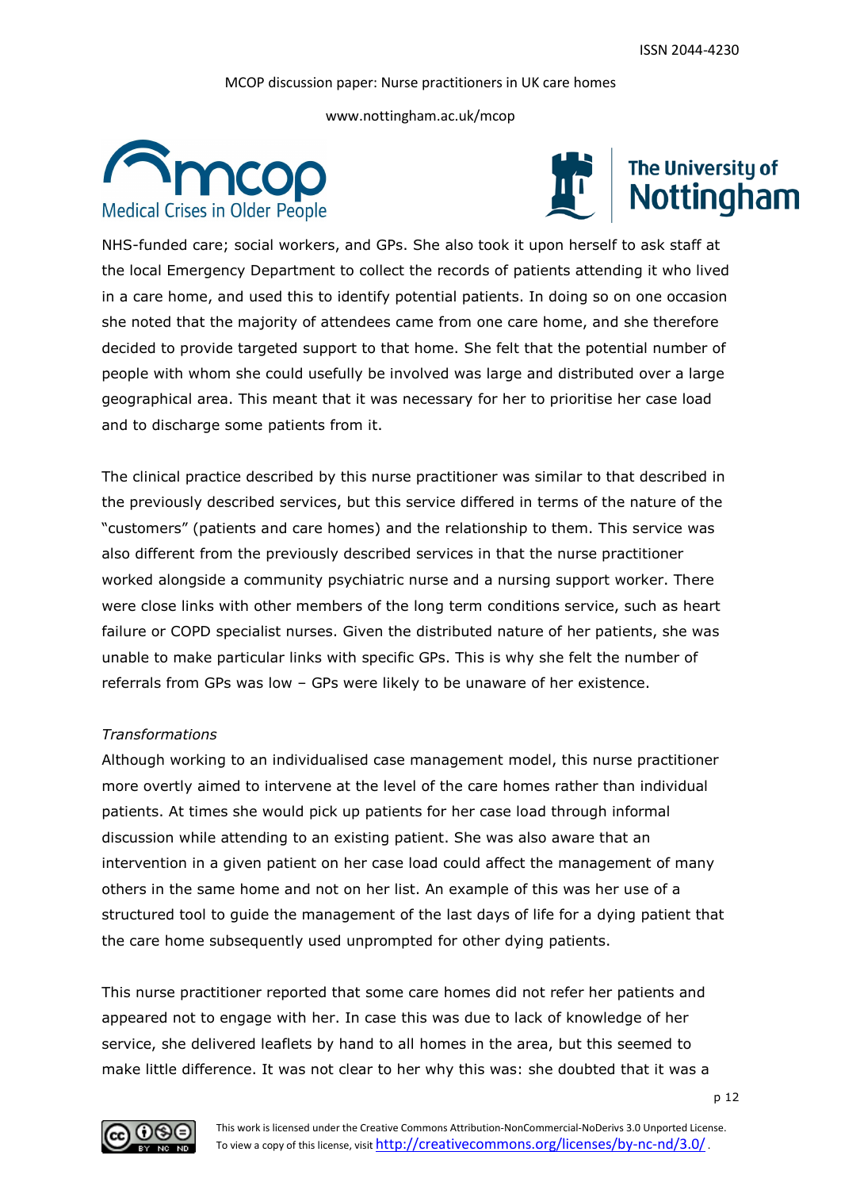NHS-funded care; social workers, and GPs. She also took it upon herself to ask staff at the local Emergency Department to collect the records of patients attending it who lived in a care home, and used this to identify potential patients. In doing so on one occasion she noted that the majority of attendees came from one care home, and she therefore decided to provide targeted support to that home. She felt that the potential number of people with whom she could usefully be involved was large and distributed over a large geographical area. This meant that it was necessary for her to prioritise her case load and to discharge some patients from it.

The clinical practice described by this nurse practitioner was similar to that described in the previously described services, but this service differed in terms of the nature of the "customers" (patients and care homes) and the relationship to them. This service was also different from the previously described services in that the nurse practitioner worked alongside a community psychiatric nurse and a nursing support worker. There were close links with other members of the long term conditions service, such as heart failure or COPD specialist nurses. Given the distributed nature of her patients, she was unable to make particular links with specific GPs. This is why she felt the number of referrals from GPs was low – GPs were likely to be unaware of her existence.

*Transformations*

Although working to an individualised case management model, this nurse practitioner more overtly aimed to intervene at the level of the care homes rather than individual patients. At times she would pick up patients for her case load through informal discussion while attending to an existing patient. She was also aware that an intervention in a given patient on her case load could affect the management of many others in the same home and not on her list. An example of this was her use of a structured tool to guide the management of the last days of life for a dying patient that the care home subsequently used unprompted for other dying patients.

This nurse practitioner reported that some care homes did not refer her patients and appeared not to engage with her. In case this was due to lack of knowledge of her service, she delivered leaflets by hand to all homes in the area, but this seemed to make little difference. It was not clear to her why this was: she doubted that it was a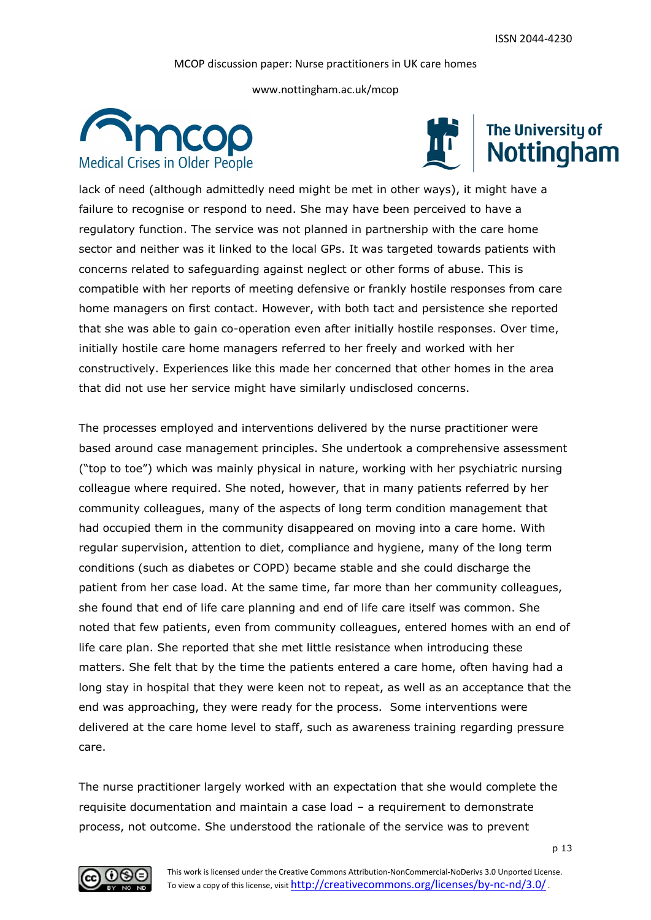lack of need (although admittedly need might be met in other ways), it might have a failure to recognise or respond to need. She may have been perceived to have a regulatory function. The service was not planned in partnership with the care home sector and neither was it linked to the local GPs. It was targeted towards patients with concerns related to safeguarding against neglect or other forms of abuse. This is compatible with her reports of meeting defensive or frankly hostile responses from care home managers on first contact. However, with both tact and persistence she reported that she was able to gain co-operation even after initially hostile responses. Over time, initially hostile care home managers referred to her freely and worked with her constructively. Experiences like this made her concerned that other homes in the area that did not use her service might have similarly undisclosed concerns.

The processes employed and interventions delivered by the nurse practitioner were based around case management principles. She undertook a comprehensive assessment ("top to toe") which was mainly physical in nature, working with her psychiatric nursing colleague where required. She noted, however, that in many patients referred by her community colleagues, many of the aspects of long term condition management that had occupied them in the community disappeared on moving into a care home. With regular supervision, attention to diet, compliance and hygiene, many of the long term conditions (such as diabetes or COPD) became stable and she could discharge the patient from her case load. At the same time, far more than her community colleagues, she found that end of life care planning and end of life care itself was common. She noted that few patients, even from community colleagues, entered homes with an end of life care plan. She reported that she met little resistance when introducing these matters. She felt that by the time the patients entered a care home, often having had a long stay in hospital that they were keen not to repeat, as well as an acceptance that the end was approaching, they were ready for the process. Some interventions were delivered at the care home level to staff, such as awareness training regarding pressure care.

The nurse practitioner largely worked with an expectation that she would complete the requisite documentation and maintain a case load – a requirement to demonstrate process, not outcome. She understood the rationale of the service was to prevent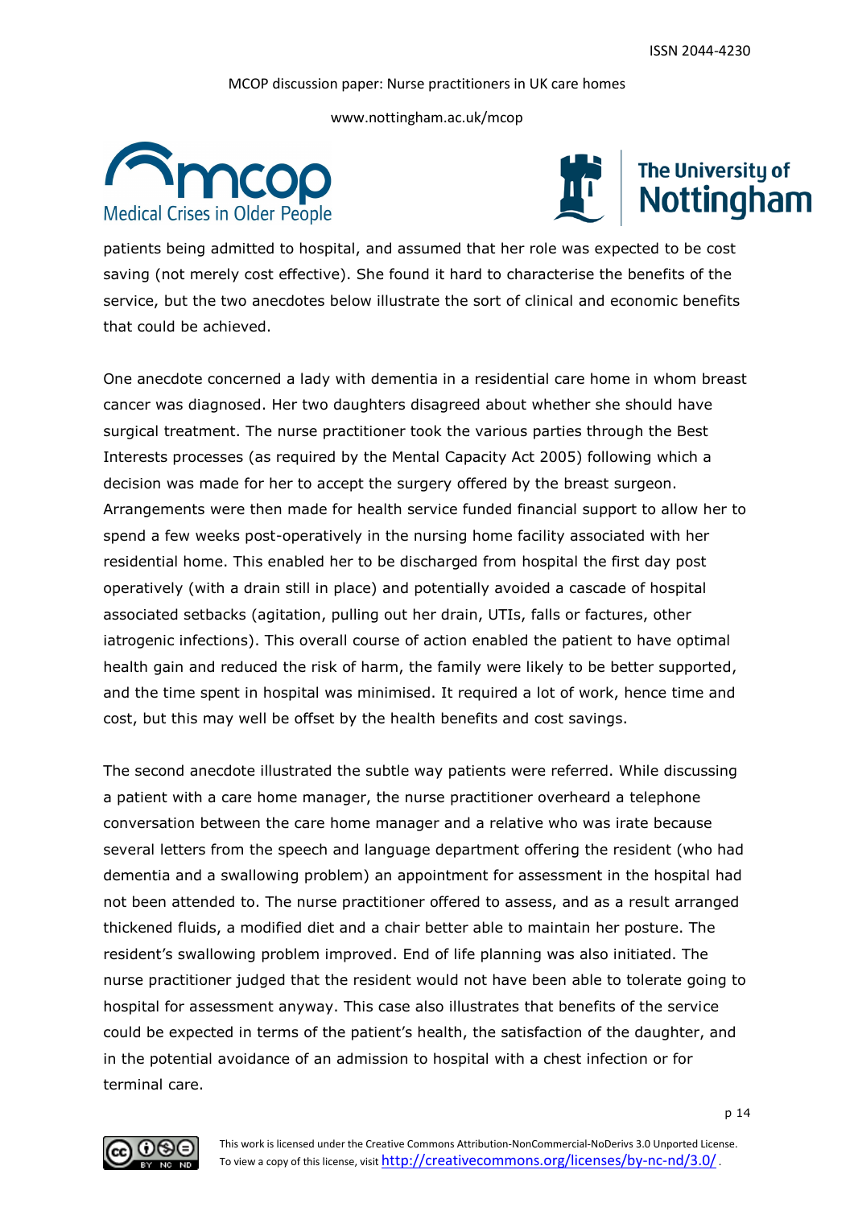patients being admitted to hospital, and assumed that her role was expected to be cost saving (not merely cost effective). She found it hard to characterise the benefits of the service, but the two anecdotes below illustrate the sort of clinical and economic benefits that could be achieved.

One anecdote concerned a lady with dementia in a residential care home in whom breast cancer was diagnosed. Her two daughters disagreed about whether she should have surgical treatment. The nurse practitioner took the various parties through the Best Interests processes (as required by the Mental Capacity Act 2005) following which a decision was made for her to accept the surgery offered by the breast surgeon. Arrangements were then made for health service funded financial support to allow her to spend a few weeks post-operatively in the nursing home facility associated with her residential home. This enabled her to be discharged from hospital the first day post operatively (with a drain still in place) and potentially avoided a cascade of hospital associated setbacks (agitation, pulling out her drain, UTIs, falls or factures, other iatrogenic infections). This overall course of action enabled the patient to have optimal health gain and reduced the risk of harm, the family were likely to be better supported, and the time spent in hospital was minimised. It required a lot of work, hence time and cost, but this may well be offset by the health benefits and cost savings.

The second anecdote illustrated the subtle way patients were referred. While discussing a patient with a care home manager, the nurse practitioner overheard a telephone conversation between the care home manager and a relative who was irate because several letters from the speech and language department offering the resident (who had dementia and a swallowing problem) an appointment for assessment in the hospital had not been attended to. The nurse practitioner offered to assess, and as a result arranged thickened fluids, a modified diet and a chair better able to maintain her posture. The resident's swallowing problem improved. End of life planning was also initiated. The nurse practitioner judged that the resident would not have been able to tolerate going to hospital for assessment anyway. This case also illustrates that benefits of the service could be expected in terms of the patient's health, the satisfaction of the daughter, and in the potential avoidance of an admission to hospital with a chest infection or for terminal care.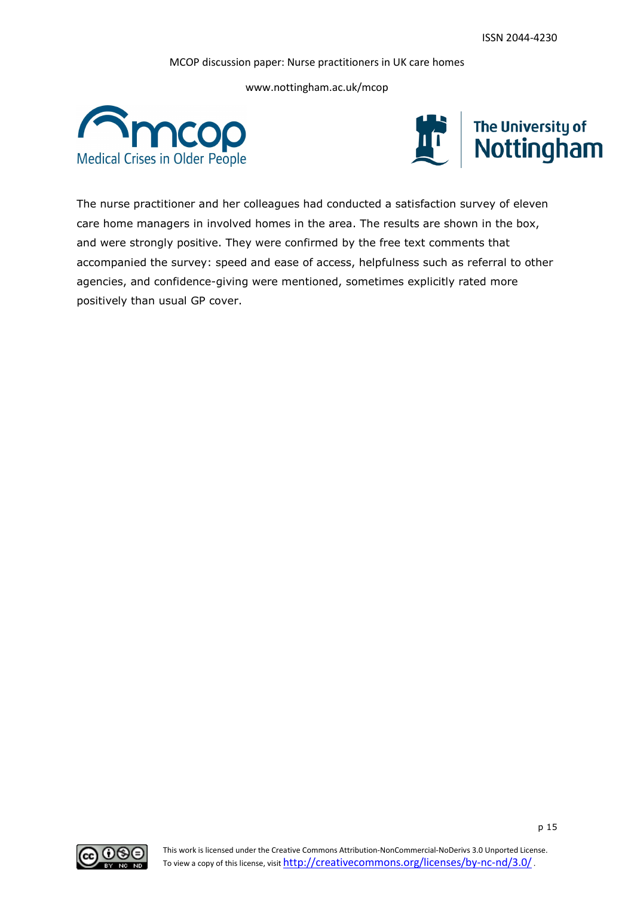The nurse practitioner and her colleagues had conducted a satisfaction survey of eleven care home managers in involved homes in the area. The results are shown in the box, and were strongly positive. They were confirmed by the free text comments that accompanied the survey: speed and ease of access, helpfulness such as referral to other agencies, and confidence-giving were mentioned, sometimes explicitly rated more positively than usual GP cover.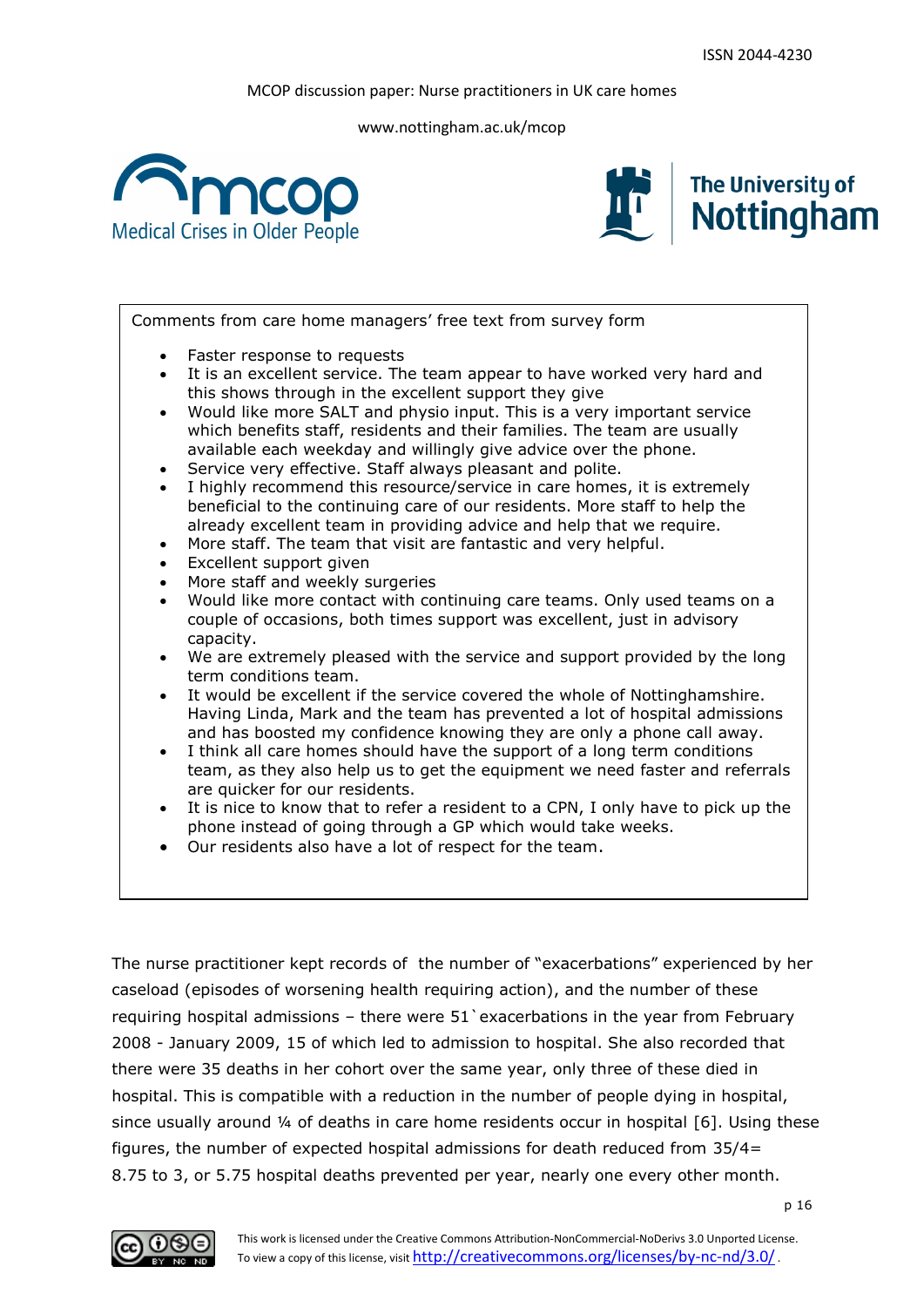Comments from care home managers' free text from survey form

- Faster response to requests
- It is an excellent service. The team appear to have worked very hard and this shows through in the excellent support they give
- Would like more SALT and physio input. This is a very important service which benefits staff, residents and their families. The team are usually available each weekday and willingly give advice over the phone.
- Service very effective. Staff always pleasant and polite.
- I highly recommend this resource/service in care homes, it is extremely beneficial to the continuing care of our residents. More staff to help the already excellent team in providing advice and help that we require.
- More staff. The team that visit are fantastic and very helpful.
- Excellent support given
- More staff and weekly surgeries
- Would like more contact with continuing care teams. Only used teams on a couple of occasions, both times support was excellent, just in advisory capacity.
- We are extremely pleased with the service and support provided by the long term conditions team.
- It would be excellent if the service covered the whole of Nottinghamshire. Having Linda, Mark and the team has prevented a lot of hospital admissions and has boosted my confidence knowing they are only a phone call away.
- I think all care homes should have the support of a long term conditions team, as they also help us to get the equipment we need faster and referrals are quicker for our residents.
- It is nice to know that to refer a resident to a CPN, I only have to pick up the phone instead of going through a GP which would take weeks.
- Our residents also have a lot of respect for the team.

The nurse practitioner kept records of the number of "exacerbations" experienced by her caseload (episodes of worsening health requiring action), and the number of these requiring hospital admissions – there were 51`exacerbations in the year from February 2008 - January 2009, 15 of which led to admission to hospital. She also recorded that there were 35 deaths in her cohort over the same year, only three of these died in hospital. This is compatible with a reduction in the number of people dying in hospital, since usually around ¼ of deaths in care home residents occur in hospital [6]. Using these figures, the number of expected hospital admissions for death reduced from 35/4= 8.75 to 3, or 5.75 hospital deaths prevented per year, nearly one every other month.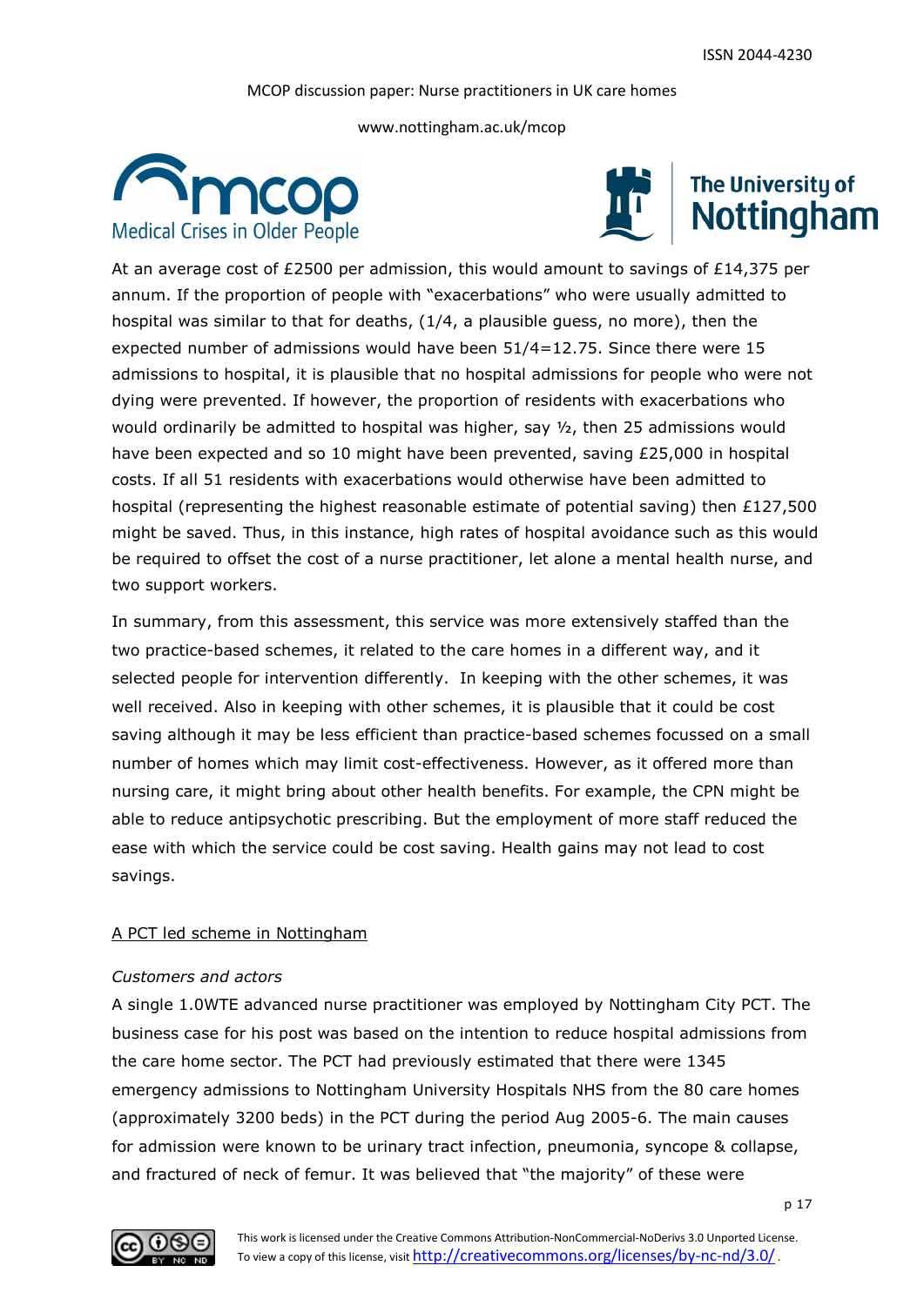At an average cost of £2500 per admission, this would amount to savings of £14,375 per annum. If the proportion of people with "exacerbations" who were usually admitted to hospital was similar to that for deaths, (1/4, a plausible guess, no more), then the expected number of admissions would have been 51/4=12.75. Since there were 15 admissions to hospital, it is plausible that no hospital admissions for people who were not dying were prevented. If however, the proportion of residents with exacerbations who would ordinarily be admitted to hospital was higher, say ½, then 25 admissions would have been expected and so 10 might have been prevented, saving £25,000 in hospital costs. If all 51 residents with exacerbations would otherwise have been admitted to hospital (representing the highest reasonable estimate of potential saving) then £127,500 might be saved. Thus, in this instance, high rates of hospital avoidance such as this would be required to offset the cost of a nurse practitioner, let alone a mental health nurse, and two support workers.

In summary, from this assessment, this service was more extensively staffed than the two practice-based schemes, it related to the care homes in a different way, and it selected people for intervention differently. In keeping with the other schemes, it was well received. Also in keeping with other schemes, it is plausible that it could be cost saving although it may be less efficient than practice-based schemes focussed on a small number of homes which may limit cost-effectiveness. However, as it offered more than nursing care, it might bring about other health benefits. For example, the CPN might be able to reduce antipsychotic prescribing. But the employment of more staff reduced the ease with which the service could be cost saving. Health gains may not lead to cost savings.

## A PCT led scheme in Nottingham

*Customers and actors*

A single 1.0WTE advanced nurse practitioner was employed by Nottingham City PCT. The business case for his post was based on the intention to reduce hospital admissions from the care home sector. The PCT had previously estimated that there were 1345 emergency admissions to Nottingham University Hospitals NHS from the 80 care homes (approximately 3200 beds) in the PCT during the period Aug 2005-6. The main causes for admission were known to be urinary tract infection, pneumonia, syncope & collapse, and fractured of neck of femur. It was believed that "the majority" of these were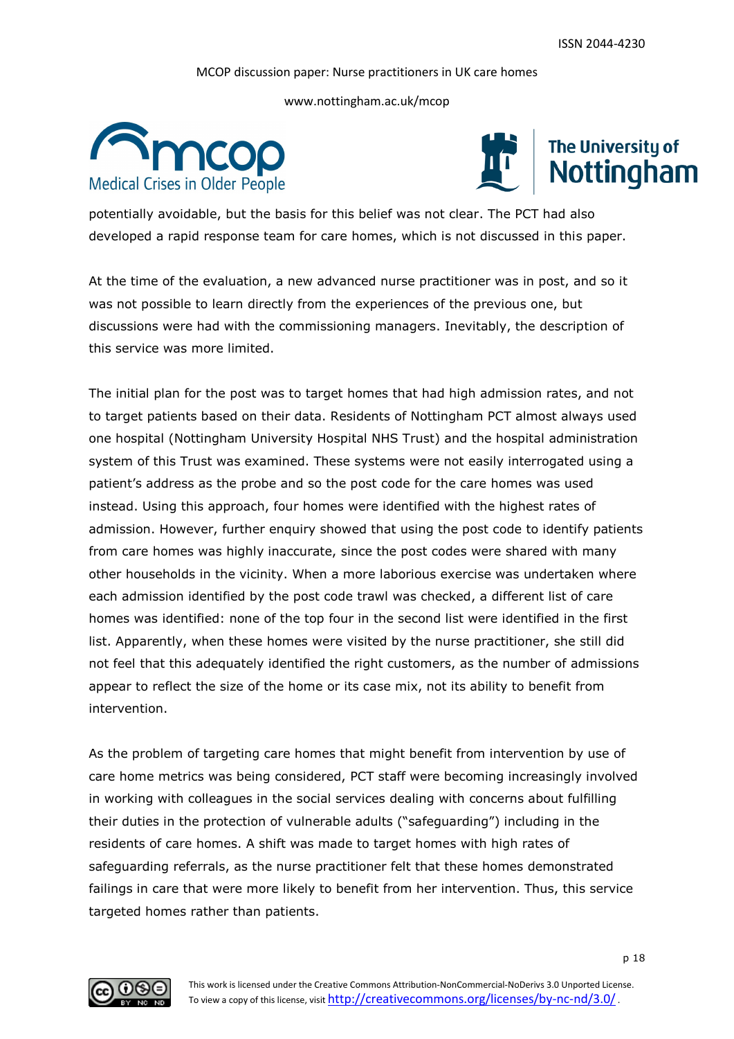potentially avoidable, but the basis for this belief was not clear. The PCT had also developed a rapid response team for care homes, which is not discussed in this paper.

At the time of the evaluation, a new advanced nurse practitioner was in post, and so it was not possible to learn directly from the experiences of the previous one, but discussions were had with the commissioning managers. Inevitably, the description of this service was more limited.

The initial plan for the post was to target homes that had high admission rates, and not to target patients based on their data. Residents of Nottingham PCT almost always used one hospital (Nottingham University Hospital NHS Trust) and the hospital administration system of this Trust was examined. These systems were not easily interrogated using a patient's address as the probe and so the post code for the care homes was used instead. Using this approach, four homes were identified with the highest rates of admission. However, further enquiry showed that using the post code to identify patients from care homes was highly inaccurate, since the post codes were shared with many other households in the vicinity. When a more laborious exercise was undertaken where each admission identified by the post code trawl was checked, a different list of care homes was identified: none of the top four in the second list were identified in the first list. Apparently, when these homes were visited by the nurse practitioner, she still did not feel that this adequately identified the right customers, as the number of admissions appear to reflect the size of the home or its case mix, not its ability to benefit from intervention.

As the problem of targeting care homes that might benefit from intervention by use of care home metrics was being considered, PCT staff were becoming increasingly involved in working with colleagues in the social services dealing with concerns about fulfilling their duties in the protection of vulnerable adults ("safeguarding") including in the residents of care homes. A shift was made to target homes with high rates of safeguarding referrals, as the nurse practitioner felt that these homes demonstrated failings in care that were more likely to benefit from her intervention. Thus, this service targeted homes rather than patients.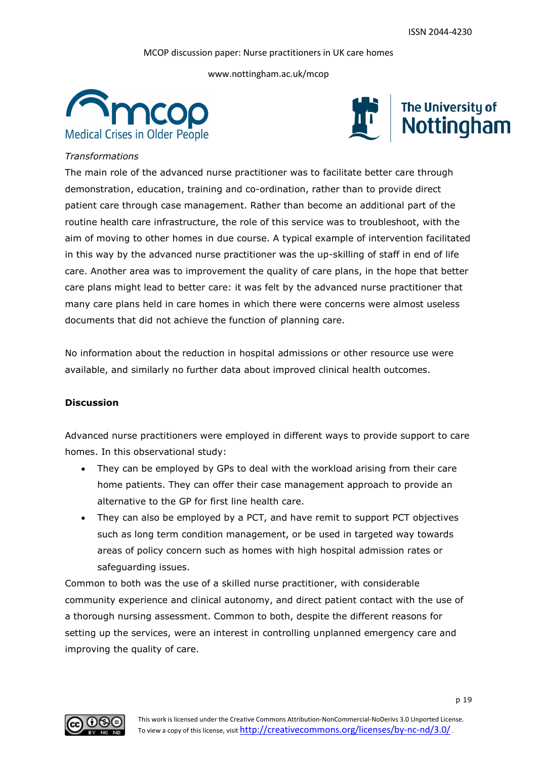*Transformations*

The main role of the advanced nurse practitioner was to facilitate better care through demonstration, education, training and co-ordination, rather than to provide direct patient care through case management. Rather than become an additional part of the routine health care infrastructure, the role of this service was to troubleshoot, with the aim of moving to other homes in due course. A typical example of intervention facilitated in this way by the advanced nurse practitioner was the up-skilling of staff in end of life care. Another area was to improvement the quality of care plans, in the hope that better care plans might lead to better care: it was felt by the advanced nurse practitioner that many care plans held in care homes in which there were concerns were almost useless documents that did not achieve the function of planning care.

No information about the reduction in hospital admissions or other resource use were available, and similarly no further data about improved clinical health outcomes.

**Discussion**

Advanced nurse practitioners were employed in different ways to provide support to care homes. In this observational study:

- They can be employed by GPs to deal with the workload arising from their care home patients. They can offer their case management approach to provide an alternative to the GP for first line health care.
- They can also be employed by a PCT, and have remit to support PCT objectives such as long term condition management, or be used in targeted way towards areas of policy concern such as homes with high hospital admission rates or safeguarding issues.

Common to both was the use of a skilled nurse practitioner, with considerable community experience and clinical autonomy, and direct patient contact with the use of a thorough nursing assessment. Common to both, despite the different reasons for setting up the services, were an interest in controlling unplanned emergency care and improving the quality of care.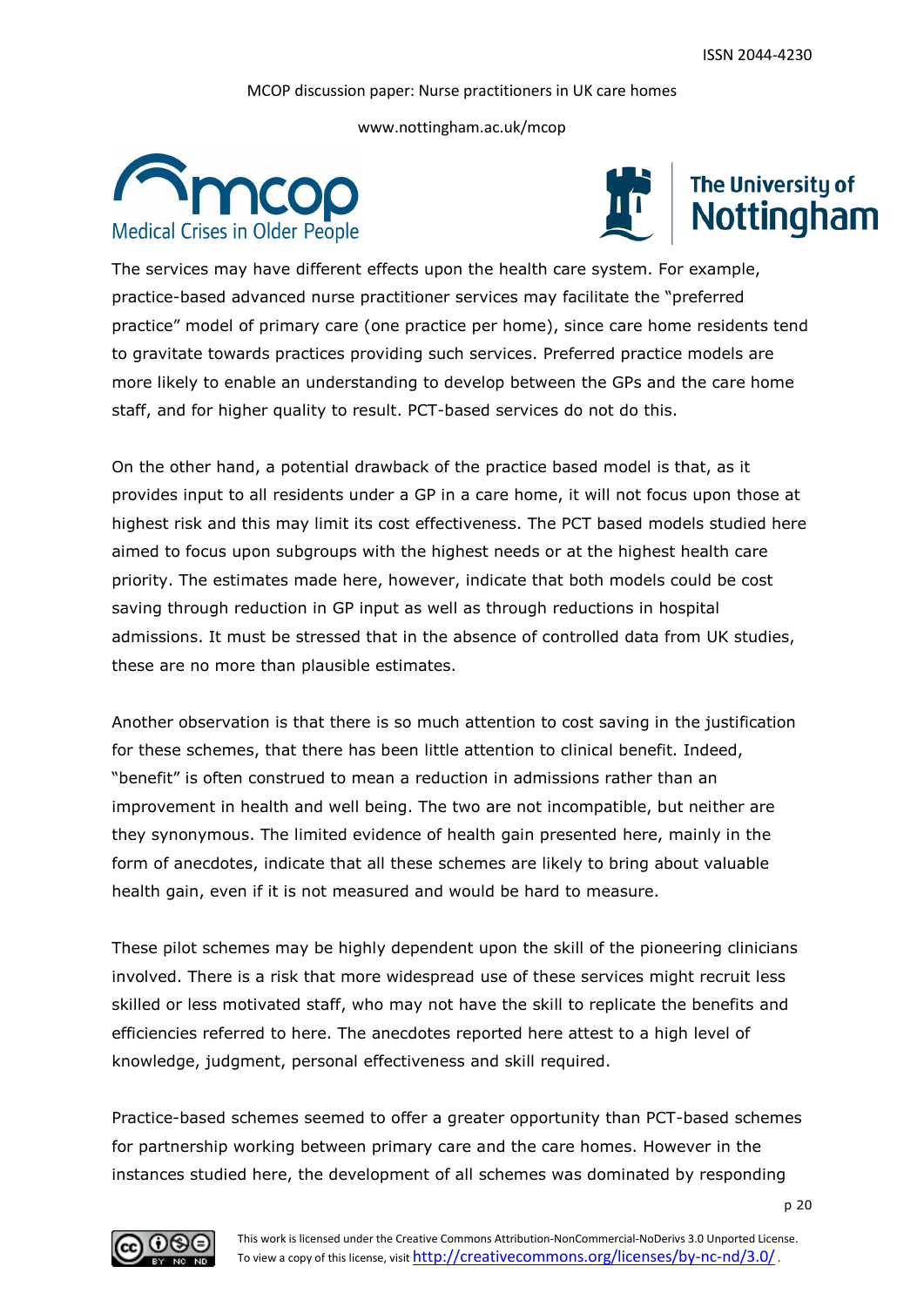The services may have different effects upon the health care system. For example, practice-based advanced nurse practitioner services may facilitate the "preferred practice" model of primary care (one practice per home), since care home residents tend to gravitate towards practices providing such services. Preferred practice models are more likely to enable an understanding to develop between the GPs and the care home staff, and for higher quality to result. PCT-based services do not do this.

On the other hand, a potential drawback of the practice based model is that, as it provides input to all residents under a GP in a care home, it will not focus upon those at highest risk and this may limit its cost effectiveness. The PCT based models studied here aimed to focus upon subgroups with the highest needs or at the highest health care priority. The estimates made here, however, indicate that both models could be cost saving through reduction in GP input as well as through reductions in hospital admissions. It must be stressed that in the absence of controlled data from UK studies, these are no more than plausible estimates.

Another observation is that there is so much attention to cost saving in the justification for these schemes, that there has been little attention to clinical benefit. Indeed, "benefit" is often construed to mean a reduction in admissions rather than an improvement in health and well being. The two are not incompatible, but neither are they synonymous. The limited evidence of health gain presented here, mainly in the form of anecdotes, indicate that all these schemes are likely to bring about valuable health gain, even if it is not measured and would be hard to measure.

These pilot schemes may be highly dependent upon the skill of the pioneering clinicians involved. There is a risk that more widespread use of these services might recruit less skilled or less motivated staff, who may not have the skill to replicate the benefits and efficiencies referred to here. The anecdotes reported here attest to a high level of knowledge, judgment, personal effectiveness and skill required.

Practice-based schemes seemed to offer a greater opportunity than PCT-based schemes for partnership working between primary care and the care homes. However in the instances studied here, the development of all schemes was dominated by responding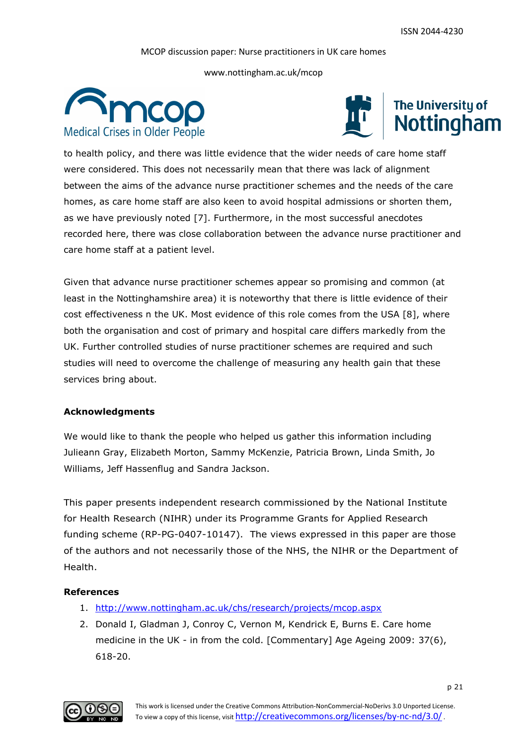to health policy, and there was little evidence that the wider needs of care home staff were considered. This does not necessarily mean that there was lack of alignment between the aims of the advance nurse practitioner schemes and the needs of the care homes, as care home staff are also keen to avoid hospital admissions or shorten them, as we have previously noted [7]. Furthermore, in the most successful anecdotes recorded here, there was close collaboration between the advance nurse practitioner and care home staff at a patient level.

Given that advance nurse practitioner schemes appear so promising and common (at least in the Nottinghamshire area) it is noteworthy that there is little evidence of their cost effectiveness n the UK. Most evidence of this role comes from the USA [8], where both the organisation and cost of primary and hospital care differs markedly from the UK. Further controlled studies of nurse practitioner schemes are required and such studies will need to overcome the challenge of measuring any health gain that these services bring about.

**Acknowledgments**

We would like to thank the people who helped us gather this information including Julieann Gray, Elizabeth Morton, Sammy McKenzie, Patricia Brown, Linda Smith, Jo Williams, Jeff Hassenflug and Sandra Jackson.

This paper presents independent research commissioned by the National Institute for Health Research (NIHR) under its Programme Grants for Applied Research funding scheme (RP-PG-0407-10147). The views expressed in this paper are those of the authors and not necessarily those of the NHS, the NIHR or the Department of Health.

**References**

1. http://www.nottingham.ac.uk/chs/research/projects/mcop.aspx
2. Donald I, Gladman J, Conroy C, Vernon M, Kendrick E, Burns E. Care home medicine in the UK - in from the cold. [Commentary] Age Ageing 2009: 37(6), 618-20.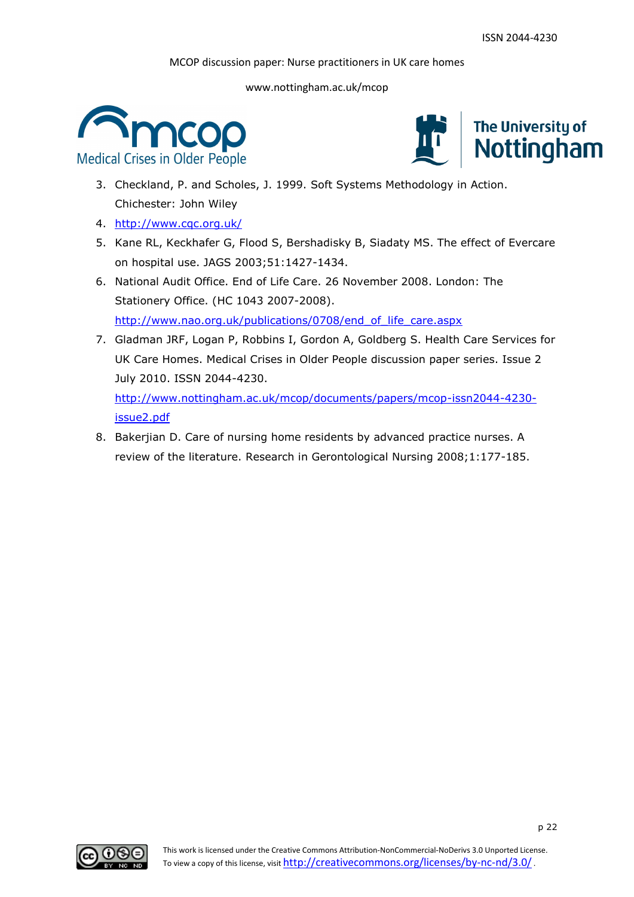3. Checkland, P. and Scholes, J. 1999. Soft Systems Methodology in Action. Chichester: John Wiley
4. http://www.cqc.org.uk/
5. Kane RL, Keckhafer G, Flood S, Bershadisky B, Siadaty MS. The effect of Evercare on hospital use. JAGS 2003;51:1427-1434.
6. National Audit Office. End of Life Care. 26 November 2008. London: The Stationery Office. (HC 1043 2007-2008). http://www.nao.org.uk/publications/0708/end_of_life_care.aspx
7. Gladman JRF, Logan P, Robbins I, Gordon A, Goldberg S. Health Care Services for UK Care Homes. Medical Crises in Older People discussion paper series. Issue 2 July 2010. ISSN 2044-4230. http://www.nottingham.ac.uk/mcop/documents/papers/mcop-issn2044-4230-issue2.pdf
8. Bakerjian D. Care of nursing home residents by advanced practice nurses. A review of the literature. Research in Gerontological Nursing 2008;1:177-185.

This work is licensed under the Creative Commons Attribution-NonCommercial-NoDerivs 3.0 Unported License. To view a copy of this license, visit http://creativecommons.org/licenses/by-nc-nd/3.0/.